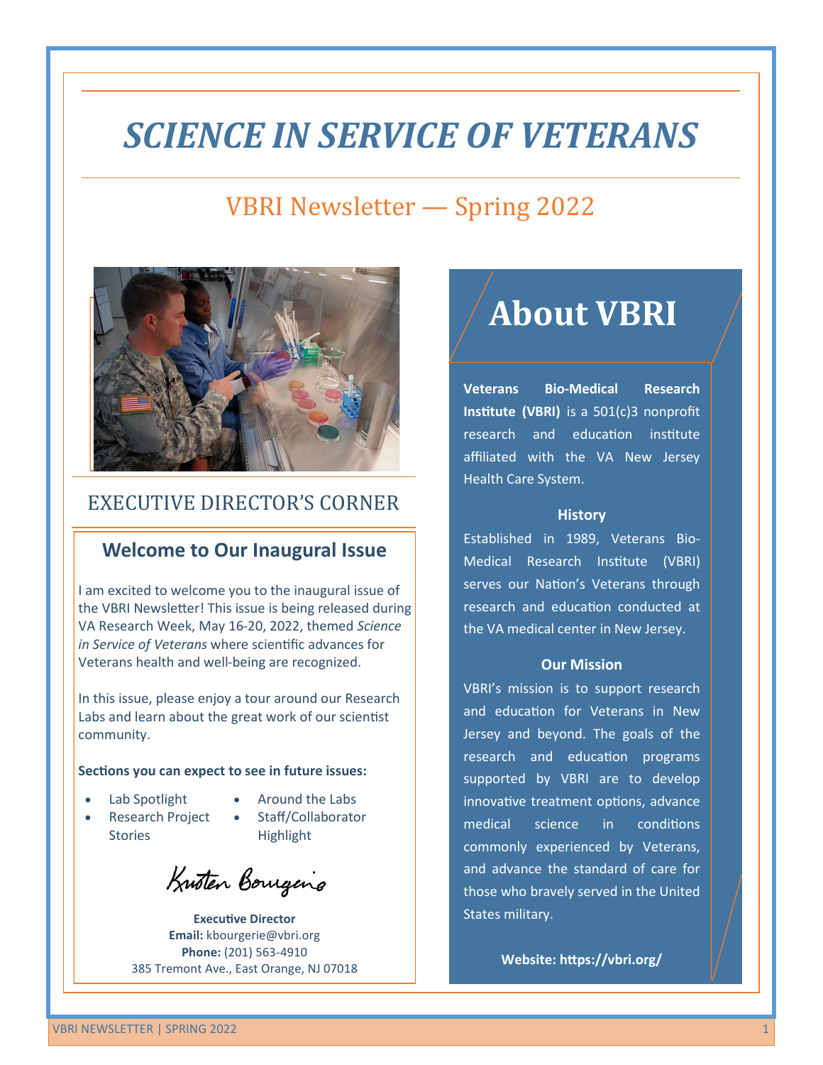# SCIENCE IN SERVICE OF VETERANS

## VBRI Newsletter — Spring 2022

## EXECUTIVE DIRECTOR'S CORNER

### Welcome to Our Inaugural Issue

I am excited to welcome you to the inaugural issue of the VBRI Newsletter! This issue is being released during VA Research Week, May 16-20, 2022, themed *Science in Service of Veterans* where scientific advances for Veterans health and well-being are recognized.

In this issue, please enjoy a tour around our Research Labs and learn about the great work of our scientist community.

**Sections you can expect to see in future issues:**

- Lab Spotlight
- Research Project Stories
- Around the Labs
- Staff/Collaborator Highlight

Kristen Bourgerie

**Executive Director**
**Email:** kbourgerie@vbri.org
**Phone:** (201) 563-4910
385 Tremont Ave., East Orange, NJ 07018

## About VBRI

**Veterans Bio-Medical Research Institute (VBRI)** is a 501(c)3 nonprofit research and education institute affiliated with the VA New Jersey Health Care System.

### History

Established in 1989, Veterans Bio-Medical Research Institute (VBRI) serves our Nation's Veterans through research and education conducted at the VA medical center in New Jersey.

### Our Mission

VBRI's mission is to support research and education for Veterans in New Jersey and beyond. The goals of the research and education programs supported by VBRI are to develop innovative treatment options, advance medical science in conditions commonly experienced by Veterans, and advance the standard of care for those who bravely served in the United States military.

**Website: https://vbri.org/**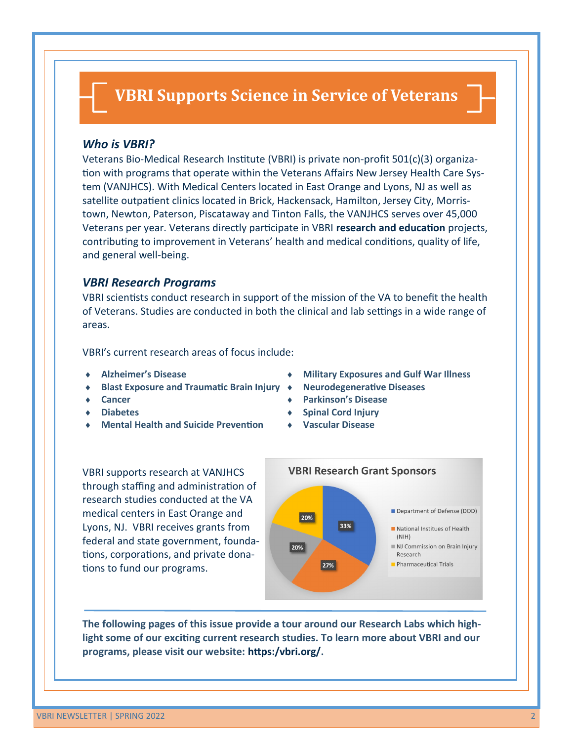# VBRI Supports Science in Service of Veterans

### *Who is VBRI?*

Veterans Bio-Medical Research Institute (VBRI) is private non-profit 501(c)(3) organization with programs that operate within the Veterans Affairs New Jersey Health Care System (VANJHCS). With Medical Centers located in East Orange and Lyons, NJ as well as satellite outpatient clinics located in Brick, Hackensack, Hamilton, Jersey City, Morristown, Newton, Paterson, Piscataway and Tinton Falls, the VANJHCS serves over 45,000 Veterans per year. Veterans directly participate in VBRI **research and education** projects, contributing to improvement in Veterans' health and medical conditions, quality of life, and general well-being.

### *VBRI Research Programs*

VBRI scientists conduct research in support of the mission of the VA to benefit the health of Veterans. Studies are conducted in both the clinical and lab settings in a wide range of areas.

VBRI's current research areas of focus include:

- **Alzheimer's Disease**
- **Blast Exposure and Traumatic Brain Injury**
- **Cancer**
- **Diabetes**
- **Mental Health and Suicide Prevention**
- **Military Exposures and Gulf War Illness**
- **Neurodegenerative Diseases**
- **Parkinson's Disease**
- **Spinal Cord Injury**
- **Vascular Disease**

VBRI supports research at VANJHCS through staffing and administration of research studies conducted at the VA medical centers in East Orange and Lyons, NJ. VBRI receives grants from federal and state government, foundations, corporations, and private donations to fund our programs.

**VBRI Research Grant Sponsors**

| Sponsor | Share |
| --- | --- |
| Department of Defense (DOD) | 33% |
| National Institues of Health (NIH) | 27% |
| NJ Commission on Brain Injury Research | 20% |
| Pharmaceutical Trials | 20% |

---

**The following pages of this issue provide a tour around our Research Labs which highlight some of our exciting current research studies. To learn more about VBRI and our programs, please visit our website: https:/vbri.org/.**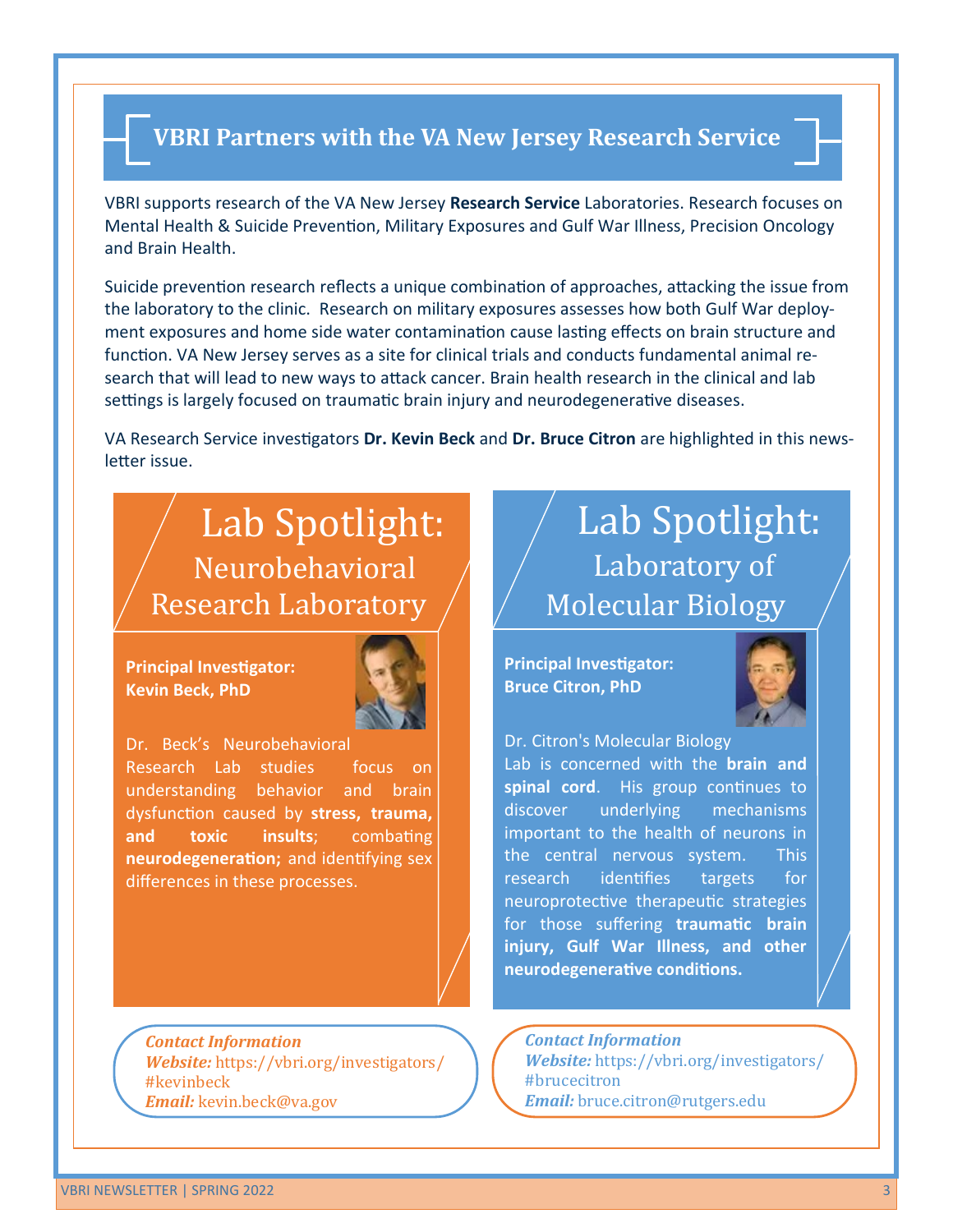## VBRI Partners with the VA New Jersey Research Service

VBRI supports research of the VA New Jersey **Research Service** Laboratories. Research focuses on Mental Health & Suicide Prevention, Military Exposures and Gulf War Illness, Precision Oncology and Brain Health.

Suicide prevention research reflects a unique combination of approaches, attacking the issue from the laboratory to the clinic. Research on military exposures assesses how both Gulf War deployment exposures and home side water contamination cause lasting effects on brain structure and function. VA New Jersey serves as a site for clinical trials and conducts fundamental animal research that will lead to new ways to attack cancer. Brain health research in the clinical and lab settings is largely focused on traumatic brain injury and neurodegenerative diseases.

VA Research Service investigators **Dr. Kevin Beck** and **Dr. Bruce Citron** are highlighted in this newsletter issue.

## Lab Spotlight: Neurobehavioral Research Laboratory

**Principal Investigator:**
**Kevin Beck, PhD**

Dr. Beck's Neurobehavioral Research Lab studies focus on understanding behavior and brain dysfunction caused by **stress, trauma, and toxic insults**; combating **neurodegeneration;** and identifying sex differences in these processes.

***Contact Information***
***Website:*** https://vbri.org/investigators/#kevinbeck
***Email:*** kevin.beck@va.gov

## Lab Spotlight: Laboratory of Molecular Biology

**Principal Investigator:**
**Bruce Citron, PhD**

Dr. Citron's Molecular Biology Lab is concerned with the **brain and spinal cord**. His group continues to discover underlying mechanisms important to the health of neurons in the central nervous system. This research identifies targets for neuroprotective therapeutic strategies for those suffering **traumatic brain injury, Gulf War Illness, and other neurodegenerative conditions.**

***Contact Information***
***Website:*** https://vbri.org/investigators/#brucecitron
***Email:*** bruce.citron@rutgers.edu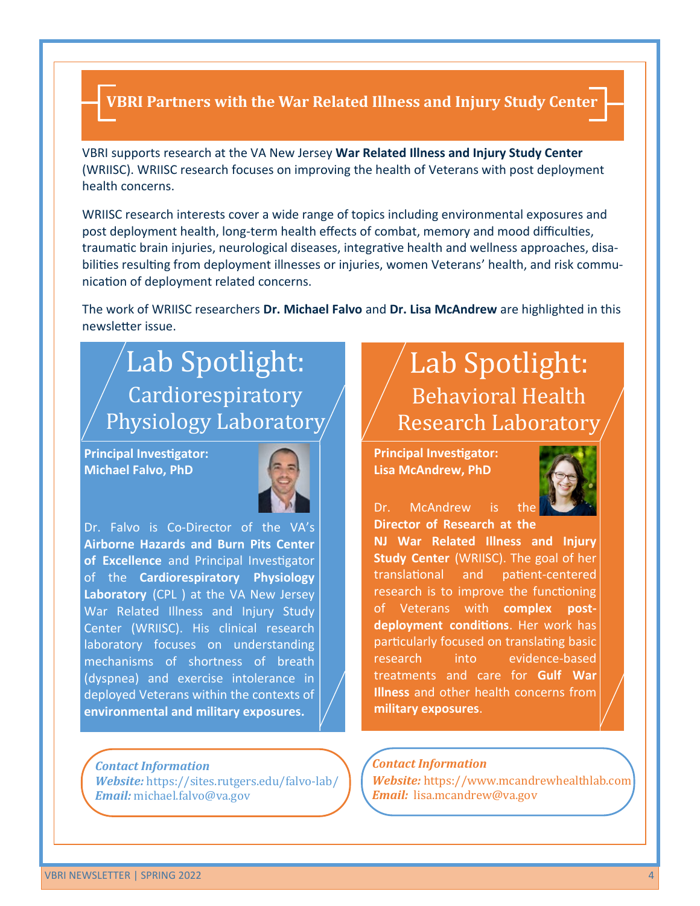# VBRI Partners with the War Related Illness and Injury Study Center

VBRI supports research at the VA New Jersey **War Related Illness and Injury Study Center** (WRIISC). WRIISC research focuses on improving the health of Veterans with post deployment health concerns.

WRIISC research interests cover a wide range of topics including environmental exposures and post deployment health, long-term health effects of combat, memory and mood difficulties, traumatic brain injuries, neurological diseases, integrative health and wellness approaches, disabilities resulting from deployment illnesses or injuries, women Veterans' health, and risk communication of deployment related concerns.

The work of WRIISC researchers **Dr. Michael Falvo** and **Dr. Lisa McAndrew** are highlighted in this newsletter issue.

## Lab Spotlight: Cardiorespiratory Physiology Laboratory

**Principal Investigator: Michael Falvo, PhD**

Dr. Falvo is Co-Director of the VA's **Airborne Hazards and Burn Pits Center of Excellence** and Principal Investigator of the **Cardiorespiratory Physiology Laboratory** (CPL ) at the VA New Jersey War Related Illness and Injury Study Center (WRIISC). His clinical research laboratory focuses on understanding mechanisms of shortness of breath (dyspnea) and exercise intolerance in deployed Veterans within the contexts of **environmental and military exposures.**

*Contact Information*
*Website:* https://sites.rutgers.edu/falvo-lab/
*Email:* michael.falvo@va.gov

## Lab Spotlight: Behavioral Health Research Laboratory

**Principal Investigator: Lisa McAndrew, PhD**

Dr. McAndrew is the **Director of Research at the NJ War Related Illness and Injury Study Center** (WRIISC). The goal of her translational and patient-centered research is to improve the functioning of Veterans with **complex post-deployment conditions**. Her work has particularly focused on translating basic research into evidence-based treatments and care for **Gulf War Illness** and other health concerns from **military exposures**.

*Contact Information*
*Website:* https://www.mcandrewhealthlab.com
*Email:* lisa.mcandrew@va.gov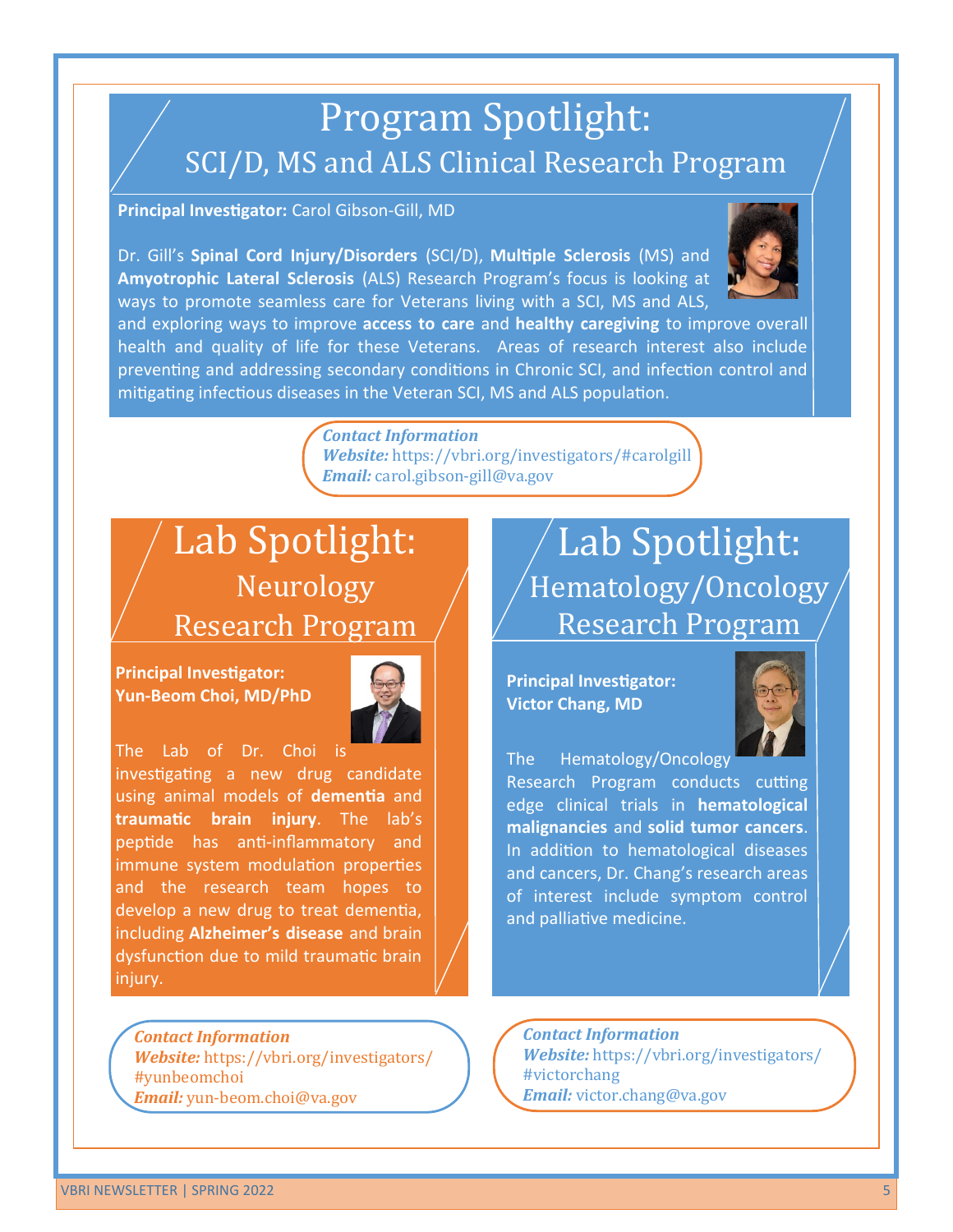# Program Spotlight:

## SCI/D, MS and ALS Clinical Research Program

**Principal Investigator:** Carol Gibson-Gill, MD

Dr. Gill's **Spinal Cord Injury/Disorders** (SCI/D), **Multiple Sclerosis** (MS) and **Amyotrophic Lateral Sclerosis** (ALS) Research Program's focus is looking at ways to promote seamless care for Veterans living with a SCI, MS and ALS, and exploring ways to improve **access to care** and **healthy caregiving** to improve overall health and quality of life for these Veterans. Areas of research interest also include preventing and addressing secondary conditions in Chronic SCI, and infection control and mitigating infectious diseases in the Veteran SCI, MS and ALS population.

***Contact Information***
***Website:*** https://vbri.org/investigators/#carolgill
***Email:*** carol.gibson-gill@va.gov

# Lab Spotlight:

## Neurology Research Program

**Principal Investigator:**
**Yun-Beom Choi, MD/PhD**

The Lab of Dr. Choi is investigating a new drug candidate using animal models of **dementia** and **traumatic brain injury**. The lab's peptide has anti-inflammatory and immune system modulation properties and the research team hopes to develop a new drug to treat dementia, including **Alzheimer's disease** and brain dysfunction due to mild traumatic brain injury.

***Contact Information***
***Website:*** https://vbri.org/investigators/#yunbeomchoi
***Email:*** yun-beom.choi@va.gov

# Lab Spotlight:

## Hematology/Oncology Research Program

**Principal Investigator:**
**Victor Chang, MD**

The Hematology/Oncology Research Program conducts cutting edge clinical trials in **hematological malignancies** and **solid tumor cancers**. In addition to hematological diseases and cancers, Dr. Chang's research areas of interest include symptom control and palliative medicine.

***Contact Information***
***Website:*** https://vbri.org/investigators/#victorchang
***Email:*** victor.chang@va.gov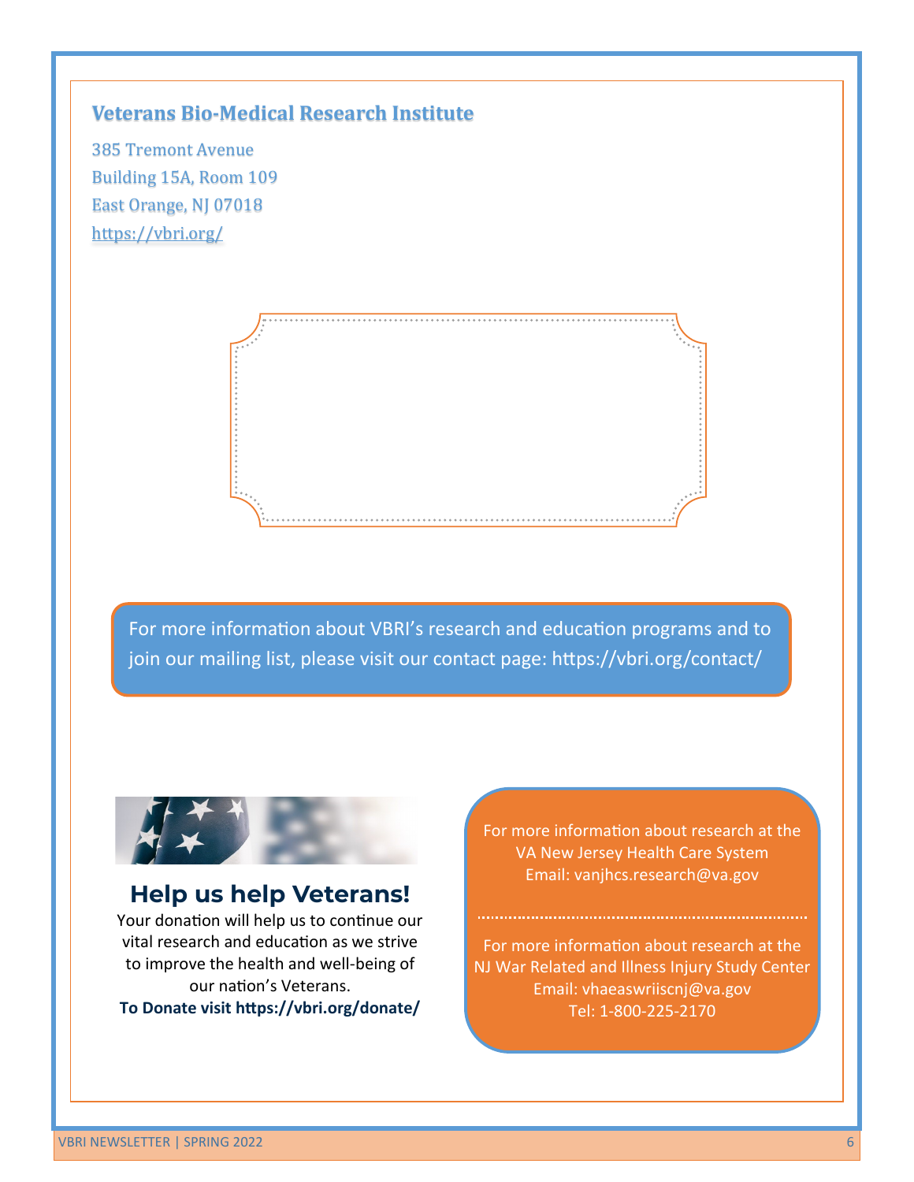**Veterans Bio-Medical Research Institute**

385 Tremont Avenue
Building 15A, Room 109
East Orange, NJ 07018
https://vbri.org/

For more information about VBRI's research and education programs and to join our mailing list, please visit our contact page: https://vbri.org/contact/

## Help us help Veterans!

Your donation will help us to continue our vital research and education as we strive to improve the health and well-being of our nation's Veterans.

**To Donate visit https://vbri.org/donate/**

For more information about research at the VA New Jersey Health Care System
Email: vanjhcs.research@va.gov

For more information about research at the NJ War Related and Illness Injury Study Center
Email: vhaeaswriiscnj@va.gov
Tel: 1-800-225-2170